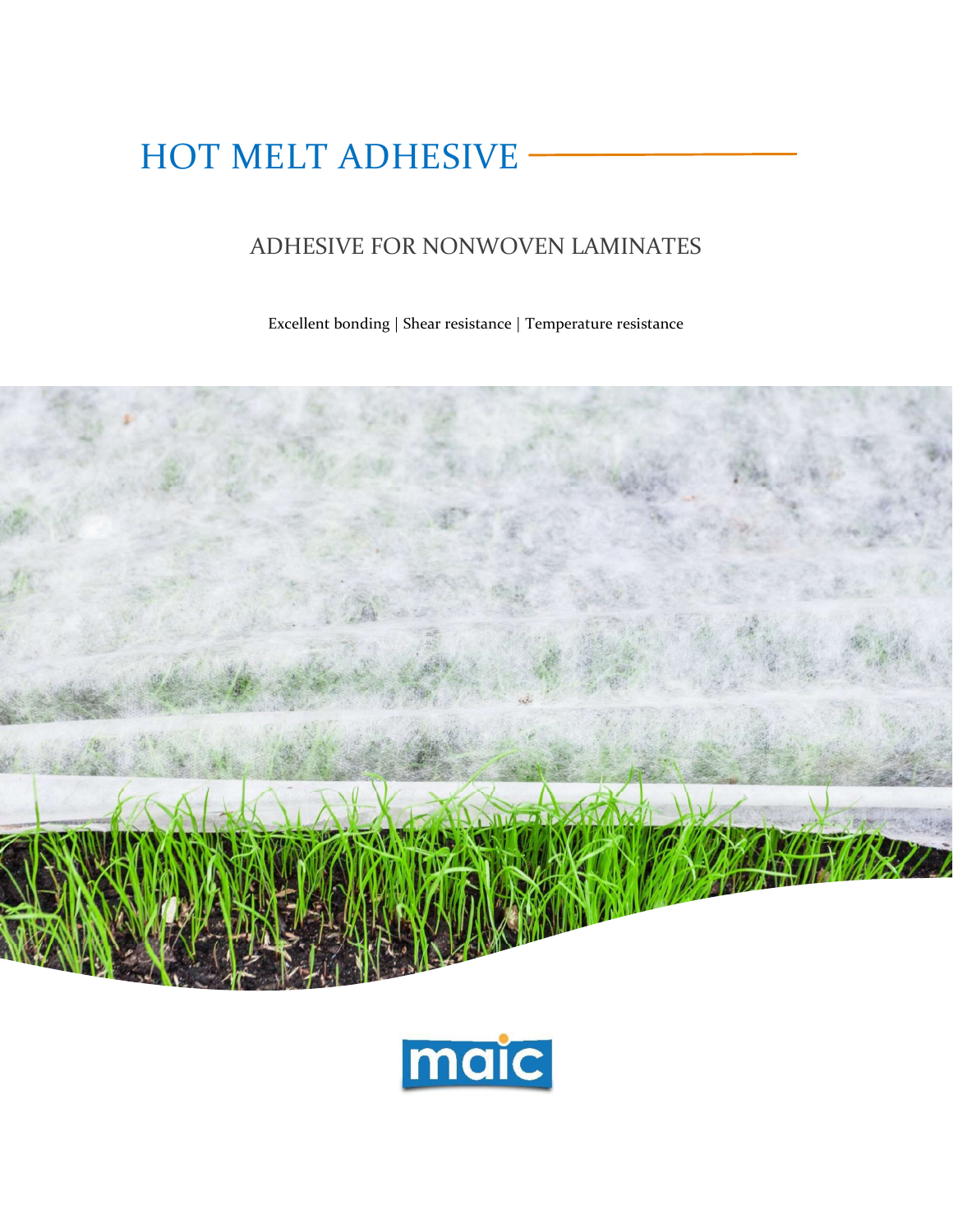# HOT MELT ADHESIVE

## ADHESIVE FOR NONWOVEN LAMINATES

Excellent bonding | Shear resistance | Temperature resistance

maic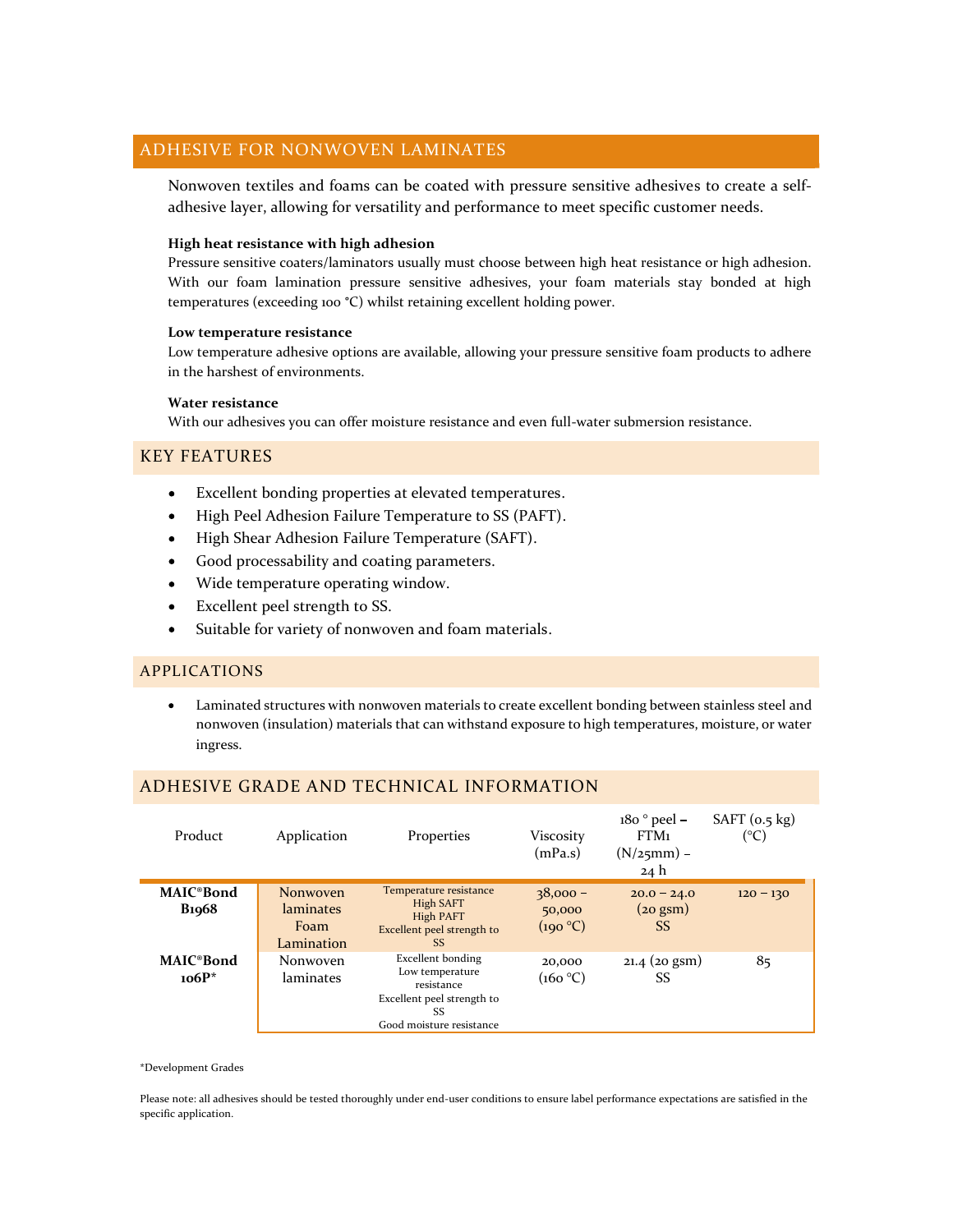## ADHESIVE FOR NONWOVEN LAMINATES

Nonwoven textiles and foams can be coated with pressure sensitive adhesives to create a self-adhesive layer, allowing for versatility and performance to meet specific customer needs.

**High heat resistance with high adhesion**

Pressure sensitive coaters/laminators usually must choose between high heat resistance or high adhesion. With our foam lamination pressure sensitive adhesives, your foam materials stay bonded at high temperatures (exceeding 100 °C) whilst retaining excellent holding power.

**Low temperature resistance**

Low temperature adhesive options are available, allowing your pressure sensitive foam products to adhere in the harshest of environments.

**Water resistance**

With our adhesives you can offer moisture resistance and even full-water submersion resistance.

## KEY FEATURES

- Excellent bonding properties at elevated temperatures.
- High Peel Adhesion Failure Temperature to SS (PAFT).
- High Shear Adhesion Failure Temperature (SAFT).
- Good processability and coating parameters.
- Wide temperature operating window.
- Excellent peel strength to SS.
- Suitable for variety of nonwoven and foam materials.

## APPLICATIONS

- Laminated structures with nonwoven materials to create excellent bonding between stainless steel and nonwoven (insulation) materials that can withstand exposure to high temperatures, moisture, or water ingress.

## ADHESIVE GRADE AND TECHNICAL INFORMATION

| Product | Application | Properties | Viscosity (mPa.s) | 180 ° peel – FTM1 (N/25mm) – 24 h | SAFT (0.5 kg) (°C) |
|---|---|---|---|---|---|
| **MAIC®Bond B1968** | Nonwoven laminates Foam Lamination | Temperature resistance<br>High SAFT<br>High PAFT<br>Excellent peel strength to SS | 38,000 – 50,000 (190 °C) | 20.0 – 24.0 (20 gsm) SS | 120 – 130 |
| **MAIC®Bond 106P*** | Nonwoven laminates | Excellent bonding<br>Low temperature resistance<br>Excellent peel strength to SS<br>Good moisture resistance | 20,000 (160 °C) | 21.4 (20 gsm) SS | 85 |

*Development Grades

Please note: all adhesives should be tested thoroughly under end-user conditions to ensure label performance expectations are satisfied in the specific application.